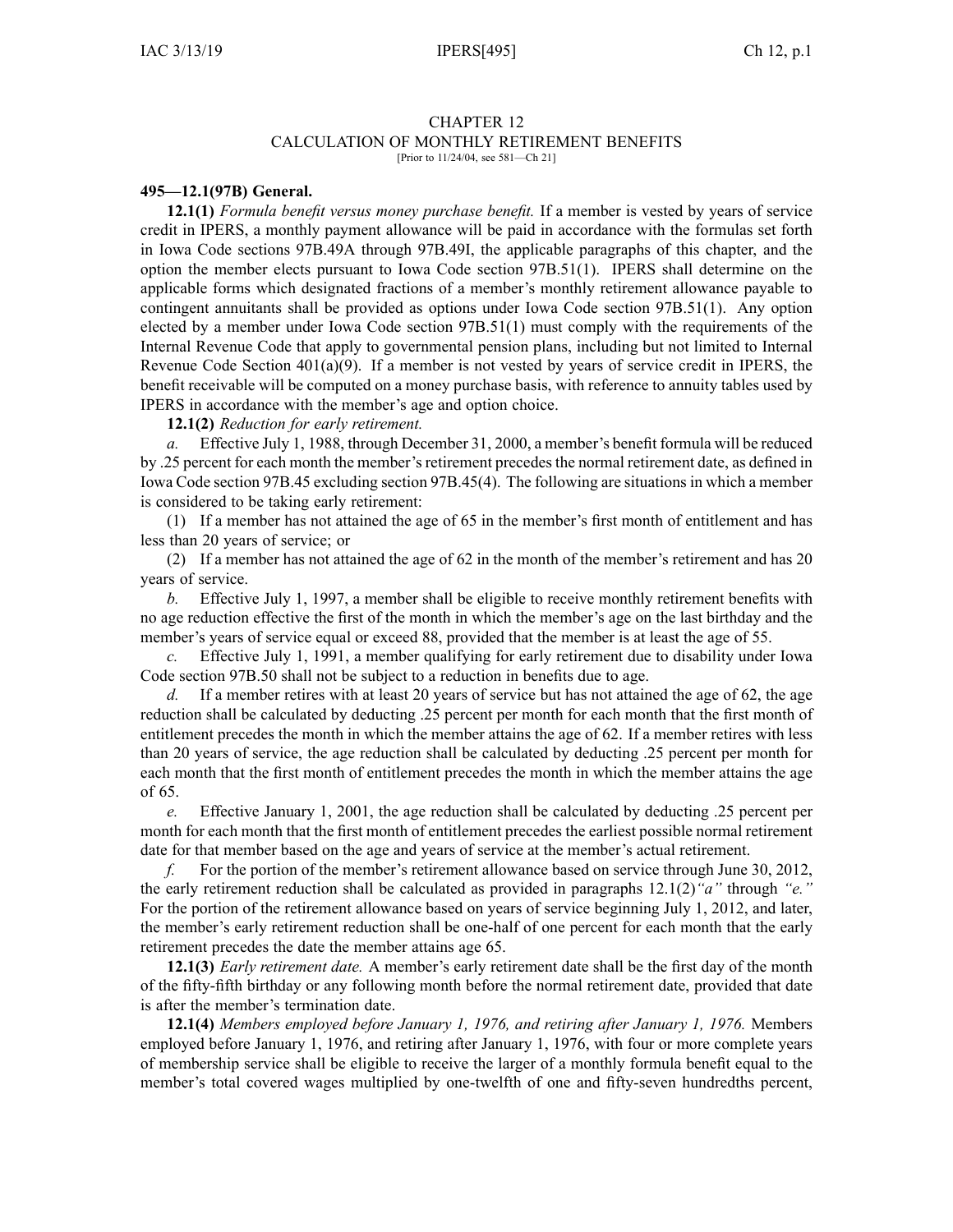# CHAPTER 12
## CALCULATION OF MONTHLY RETIREMENT BENEFITS
[Prior to 11/24/04, see 581—Ch 21]

**495—12.1(97B) General.**

**12.1(1)** *Formula benefit versus money purchase benefit.* If a member is vested by years of service credit in IPERS, a monthly payment allowance will be paid in accordance with the formulas set forth in Iowa Code sections 97B.49A through 97B.49I, the applicable paragraphs of this chapter, and the option the member elects pursuant to Iowa Code section 97B.51(1). IPERS shall determine on the applicable forms which designated fractions of a member's monthly retirement allowance payable to contingent annuitants shall be provided as options under Iowa Code section 97B.51(1). Any option elected by a member under Iowa Code section 97B.51(1) must comply with the requirements of the Internal Revenue Code that apply to governmental pension plans, including but not limited to Internal Revenue Code Section 401(a)(9). If a member is not vested by years of service credit in IPERS, the benefit receivable will be computed on a money purchase basis, with reference to annuity tables used by IPERS in accordance with the member's age and option choice.

**12.1(2)** *Reduction for early retirement.*

*a.* Effective July 1, 1988, through December 31, 2000, a member's benefit formula will be reduced by .25 percent for each month the member's retirement precedes the normal retirement date, as defined in Iowa Code section 97B.45 excluding section 97B.45(4). The following are situations in which a member is considered to be taking early retirement:

(1) If a member has not attained the age of 65 in the member's first month of entitlement and has less than 20 years of service; or

(2) If a member has not attained the age of 62 in the month of the member's retirement and has 20 years of service.

*b.* Effective July 1, 1997, a member shall be eligible to receive monthly retirement benefits with no age reduction effective the first of the month in which the member's age on the last birthday and the member's years of service equal or exceed 88, provided that the member is at least the age of 55.

*c.* Effective July 1, 1991, a member qualifying for early retirement due to disability under Iowa Code section 97B.50 shall not be subject to a reduction in benefits due to age.

*d.* If a member retires with at least 20 years of service but has not attained the age of 62, the age reduction shall be calculated by deducting .25 percent per month for each month that the first month of entitlement precedes the month in which the member attains the age of 62. If a member retires with less than 20 years of service, the age reduction shall be calculated by deducting .25 percent per month for each month that the first month of entitlement precedes the month in which the member attains the age of 65.

*e.* Effective January 1, 2001, the age reduction shall be calculated by deducting .25 percent per month for each month that the first month of entitlement precedes the earliest possible normal retirement date for that member based on the age and years of service at the member's actual retirement.

*f.* For the portion of the member's retirement allowance based on service through June 30, 2012, the early retirement reduction shall be calculated as provided in paragraphs 12.1(2)*"a"* through *"e."* For the portion of the retirement allowance based on years of service beginning July 1, 2012, and later, the member's early retirement reduction shall be one-half of one percent for each month that the early retirement precedes the date the member attains age 65.

**12.1(3)** *Early retirement date.* A member's early retirement date shall be the first day of the month of the fifty-fifth birthday or any following month before the normal retirement date, provided that date is after the member's termination date.

**12.1(4)** *Members employed before January 1, 1976, and retiring after January 1, 1976.* Members employed before January 1, 1976, and retiring after January 1, 1976, with four or more complete years of membership service shall be eligible to receive the larger of a monthly formula benefit equal to the member's total covered wages multiplied by one-twelfth of one and fifty-seven hundredths percent,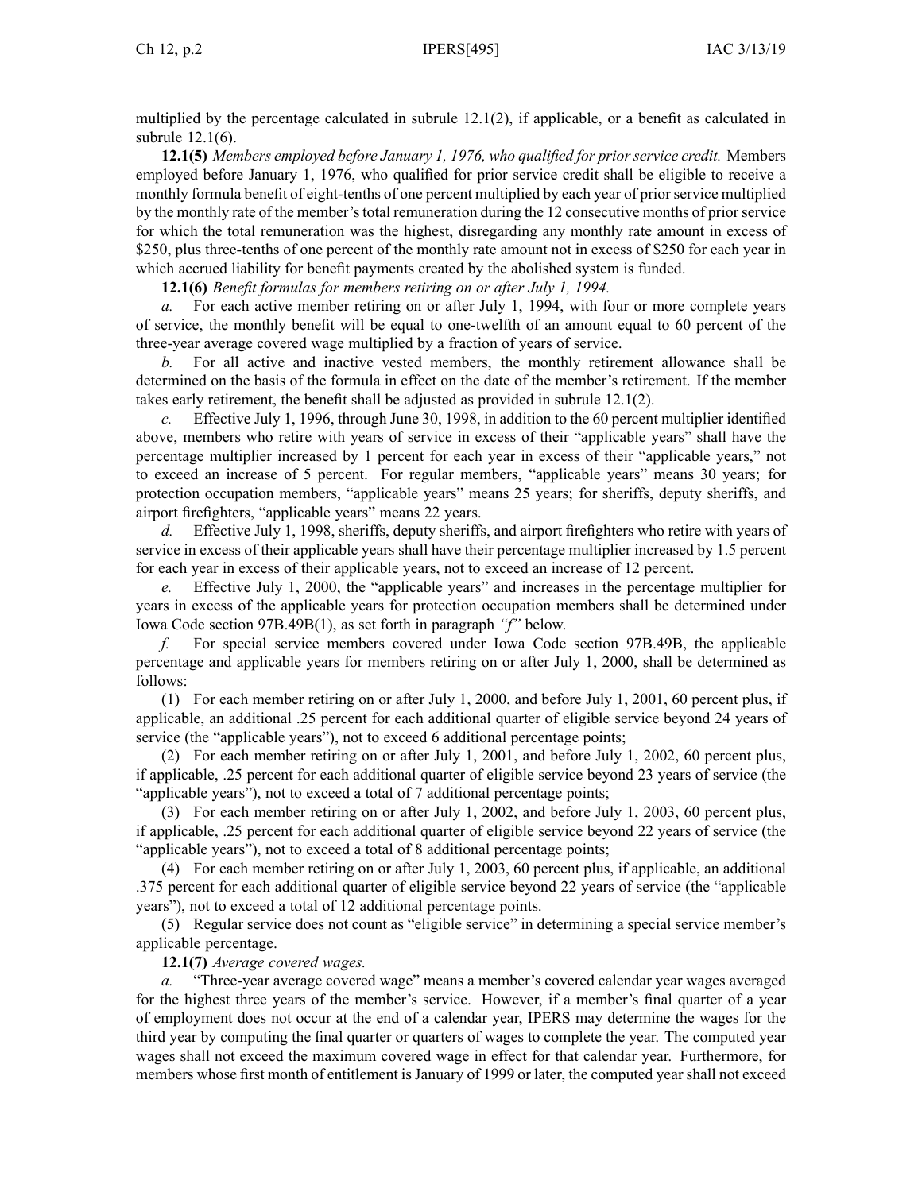multiplied by the percentage calculated in subrule 12.1(2), if applicable, or a benefit as calculated in subrule 12.1(6).

**12.1(5)** *Members employed before January 1, 1976, who qualified for prior service credit.* Members employed before January 1, 1976, who qualified for prior service credit shall be eligible to receive a monthly formula benefit of eight-tenths of one percent multiplied by each year of prior service multiplied by the monthly rate of the member's total remuneration during the 12 consecutive months of prior service for which the total remuneration was the highest, disregarding any monthly rate amount in excess of $250, plus three-tenths of one percent of the monthly rate amount not in excess of $250 for each year in which accrued liability for benefit payments created by the abolished system is funded.

**12.1(6)** *Benefit formulas for members retiring on or after July 1, 1994.*

*a.* For each active member retiring on or after July 1, 1994, with four or more complete years of service, the monthly benefit will be equal to one-twelfth of an amount equal to 60 percent of the three-year average covered wage multiplied by a fraction of years of service.

*b.* For all active and inactive vested members, the monthly retirement allowance shall be determined on the basis of the formula in effect on the date of the member's retirement. If the member takes early retirement, the benefit shall be adjusted as provided in subrule 12.1(2).

*c.* Effective July 1, 1996, through June 30, 1998, in addition to the 60 percent multiplier identified above, members who retire with years of service in excess of their "applicable years" shall have the percentage multiplier increased by 1 percent for each year in excess of their "applicable years," not to exceed an increase of 5 percent. For regular members, "applicable years" means 30 years; for protection occupation members, "applicable years" means 25 years; for sheriffs, deputy sheriffs, and airport firefighters, "applicable years" means 22 years.

*d.* Effective July 1, 1998, sheriffs, deputy sheriffs, and airport firefighters who retire with years of service in excess of their applicable years shall have their percentage multiplier increased by 1.5 percent for each year in excess of their applicable years, not to exceed an increase of 12 percent.

*e.* Effective July 1, 2000, the "applicable years" and increases in the percentage multiplier for years in excess of the applicable years for protection occupation members shall be determined under Iowa Code section 97B.49B(1), as set forth in paragraph *"f"* below.

*f.* For special service members covered under Iowa Code section 97B.49B, the applicable percentage and applicable years for members retiring on or after July 1, 2000, shall be determined as follows:

(1) For each member retiring on or after July 1, 2000, and before July 1, 2001, 60 percent plus, if applicable, an additional .25 percent for each additional quarter of eligible service beyond 24 years of service (the "applicable years"), not to exceed 6 additional percentage points;

(2) For each member retiring on or after July 1, 2001, and before July 1, 2002, 60 percent plus, if applicable, .25 percent for each additional quarter of eligible service beyond 23 years of service (the "applicable years"), not to exceed a total of 7 additional percentage points;

(3) For each member retiring on or after July 1, 2002, and before July 1, 2003, 60 percent plus, if applicable, .25 percent for each additional quarter of eligible service beyond 22 years of service (the "applicable years"), not to exceed a total of 8 additional percentage points;

(4) For each member retiring on or after July 1, 2003, 60 percent plus, if applicable, an additional .375 percent for each additional quarter of eligible service beyond 22 years of service (the "applicable years"), not to exceed a total of 12 additional percentage points.

(5) Regular service does not count as "eligible service" in determining a special service member's applicable percentage.

**12.1(7)** *Average covered wages.*

*a.* "Three-year average covered wage" means a member's covered calendar year wages averaged for the highest three years of the member's service. However, if a member's final quarter of a year of employment does not occur at the end of a calendar year, IPERS may determine the wages for the third year by computing the final quarter or quarters of wages to complete the year. The computed year wages shall not exceed the maximum covered wage in effect for that calendar year. Furthermore, for members whose first month of entitlement is January of 1999 or later, the computed year shall not exceed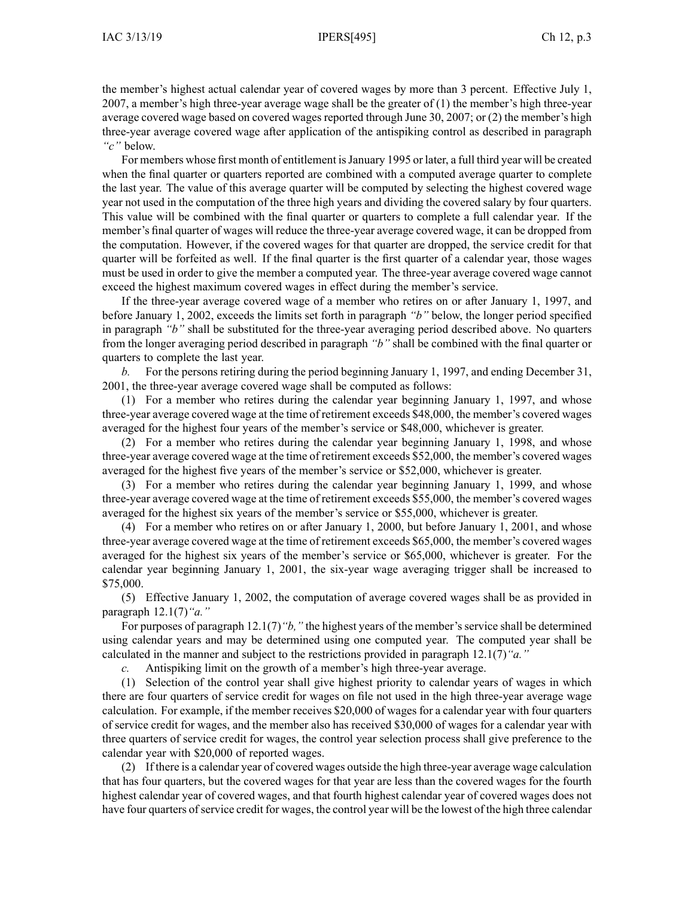the member's highest actual calendar year of covered wages by more than 3 percent. Effective July 1, 2007, a member's high three-year average wage shall be the greater of (1) the member's high three-year average covered wage based on covered wages reported through June 30, 2007; or (2) the member's high three-year average covered wage after application of the antispiking control as described in paragraph *"c"* below.

For members whose first month of entitlement is January 1995 or later, a full third year will be created when the final quarter or quarters reported are combined with a computed average quarter to complete the last year. The value of this average quarter will be computed by selecting the highest covered wage year not used in the computation of the three high years and dividing the covered salary by four quarters. This value will be combined with the final quarter or quarters to complete a full calendar year. If the member's final quarter of wages will reduce the three-year average covered wage, it can be dropped from the computation. However, if the covered wages for that quarter are dropped, the service credit for that quarter will be forfeited as well. If the final quarter is the first quarter of a calendar year, those wages must be used in order to give the member a computed year. The three-year average covered wage cannot exceed the highest maximum covered wages in effect during the member's service.

If the three-year average covered wage of a member who retires on or after January 1, 1997, and before January 1, 2002, exceeds the limits set forth in paragraph *"b"* below, the longer period specified in paragraph *"b"* shall be substituted for the three-year averaging period described above. No quarters from the longer averaging period described in paragraph *"b"* shall be combined with the final quarter or quarters to complete the last year.

*b.* For the persons retiring during the period beginning January 1, 1997, and ending December 31, 2001, the three-year average covered wage shall be computed as follows:

(1) For a member who retires during the calendar year beginning January 1, 1997, and whose three-year average covered wage at the time of retirement exceeds $48,000, the member's covered wages averaged for the highest four years of the member's service or $48,000, whichever is greater.

(2) For a member who retires during the calendar year beginning January 1, 1998, and whose three-year average covered wage at the time of retirement exceeds $52,000, the member's covered wages averaged for the highest five years of the member's service or $52,000, whichever is greater.

(3) For a member who retires during the calendar year beginning January 1, 1999, and whose three-year average covered wage at the time of retirement exceeds $55,000, the member's covered wages averaged for the highest six years of the member's service or $55,000, whichever is greater.

(4) For a member who retires on or after January 1, 2000, but before January 1, 2001, and whose three-year average covered wage at the time of retirement exceeds $65,000, the member's covered wages averaged for the highest six years of the member's service or $65,000, whichever is greater. For the calendar year beginning January 1, 2001, the six-year wage averaging trigger shall be increased to $75,000.

(5) Effective January 1, 2002, the computation of average covered wages shall be as provided in paragraph 12.1(7)*"a."*

For purposes of paragraph 12.1(7)*"b,"* the highest years of the member's service shall be determined using calendar years and may be determined using one computed year. The computed year shall be calculated in the manner and subject to the restrictions provided in paragraph 12.1(7)*"a."*

*c.* Antispiking limit on the growth of a member's high three-year average.

(1) Selection of the control year shall give highest priority to calendar years of wages in which there are four quarters of service credit for wages on file not used in the high three-year average wage calculation. For example, if the member receives $20,000 of wages for a calendar year with four quarters of service credit for wages, and the member also has received $30,000 of wages for a calendar year with three quarters of service credit for wages, the control year selection process shall give preference to the calendar year with $20,000 of reported wages.

(2) If there is a calendar year of covered wages outside the high three-year average wage calculation that has four quarters, but the covered wages for that year are less than the covered wages for the fourth highest calendar year of covered wages, and that fourth highest calendar year of covered wages does not have four quarters of service credit for wages, the control year will be the lowest of the high three calendar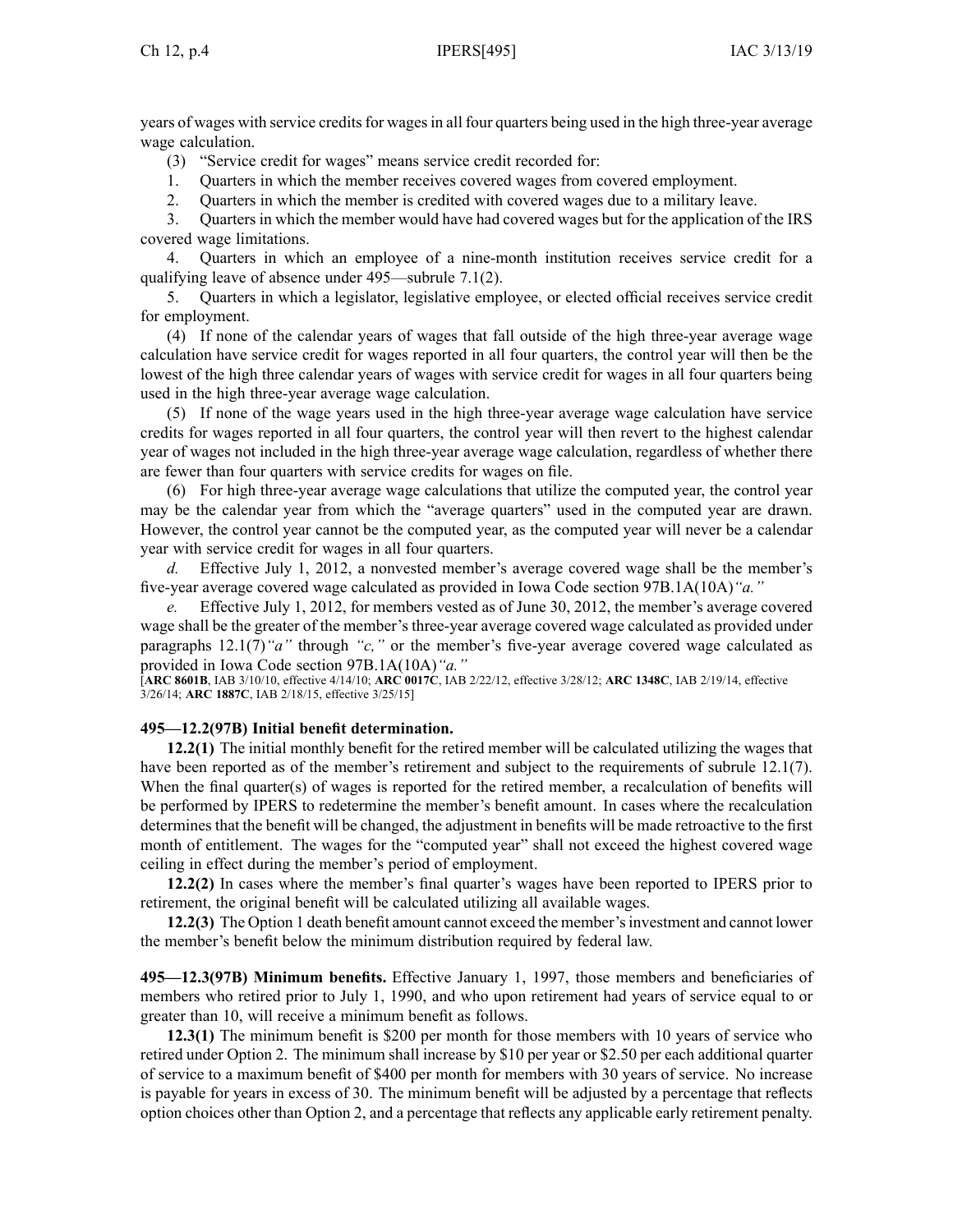years of wages with service credits for wages in all four quarters being used in the high three-year average wage calculation.

(3) "Service credit for wages" means service credit recorded for:

1. Quarters in which the member receives covered wages from covered employment.

2. Quarters in which the member is credited with covered wages due to a military leave.

3. Quarters in which the member would have had covered wages but for the application of the IRS covered wage limitations.

4. Quarters in which an employee of a nine-month institution receives service credit for a qualifying leave of absence under 495—subrule 7.1(2).

5. Quarters in which a legislator, legislative employee, or elected official receives service credit for employment.

(4) If none of the calendar years of wages that fall outside of the high three-year average wage calculation have service credit for wages reported in all four quarters, the control year will then be the lowest of the high three calendar years of wages with service credit for wages in all four quarters being used in the high three-year average wage calculation.

(5) If none of the wage years used in the high three-year average wage calculation have service credits for wages reported in all four quarters, the control year will then revert to the highest calendar year of wages not included in the high three-year average wage calculation, regardless of whether there are fewer than four quarters with service credits for wages on file.

(6) For high three-year average wage calculations that utilize the computed year, the control year may be the calendar year from which the "average quarters" used in the computed year are drawn. However, the control year cannot be the computed year, as the computed year will never be a calendar year with service credit for wages in all four quarters.

*d.* Effective July 1, 2012, a nonvested member's average covered wage shall be the member's five-year average covered wage calculated as provided in Iowa Code section 97B.1A(10A)*"a."*

*e.* Effective July 1, 2012, for members vested as of June 30, 2012, the member's average covered wage shall be the greater of the member's three-year average covered wage calculated as provided under paragraphs 12.1(7)*"a"* through *"c,"* or the member's five-year average covered wage calculated as provided in Iowa Code section 97B.1A(10A)*"a."*

[**ARC 8601B**, IAB 3/10/10, effective 4/14/10; **ARC 0017C**, IAB 2/22/12, effective 3/28/12; **ARC 1348C**, IAB 2/19/14, effective 3/26/14; **ARC 1887C**, IAB 2/18/15, effective 3/25/15]

**495—12.2(97B) Initial benefit determination.**

**12.2(1)** The initial monthly benefit for the retired member will be calculated utilizing the wages that have been reported as of the member's retirement and subject to the requirements of subrule 12.1(7). When the final quarter(s) of wages is reported for the retired member, a recalculation of benefits will be performed by IPERS to redetermine the member's benefit amount. In cases where the recalculation determines that the benefit will be changed, the adjustment in benefits will be made retroactive to the first month of entitlement. The wages for the "computed year" shall not exceed the highest covered wage ceiling in effect during the member's period of employment.

**12.2(2)** In cases where the member's final quarter's wages have been reported to IPERS prior to retirement, the original benefit will be calculated utilizing all available wages.

**12.2(3)** The Option 1 death benefit amount cannot exceed the member's investment and cannot lower the member's benefit below the minimum distribution required by federal law.

**495—12.3(97B) Minimum benefits.** Effective January 1, 1997, those members and beneficiaries of members who retired prior to July 1, 1990, and who upon retirement had years of service equal to or greater than 10, will receive a minimum benefit as follows.

**12.3(1)** The minimum benefit is $200 per month for those members with 10 years of service who retired under Option 2. The minimum shall increase by $10 per year or $2.50 per each additional quarter of service to a maximum benefit of $400 per month for members with 30 years of service. No increase is payable for years in excess of 30. The minimum benefit will be adjusted by a percentage that reflects option choices other than Option 2, and a percentage that reflects any applicable early retirement penalty.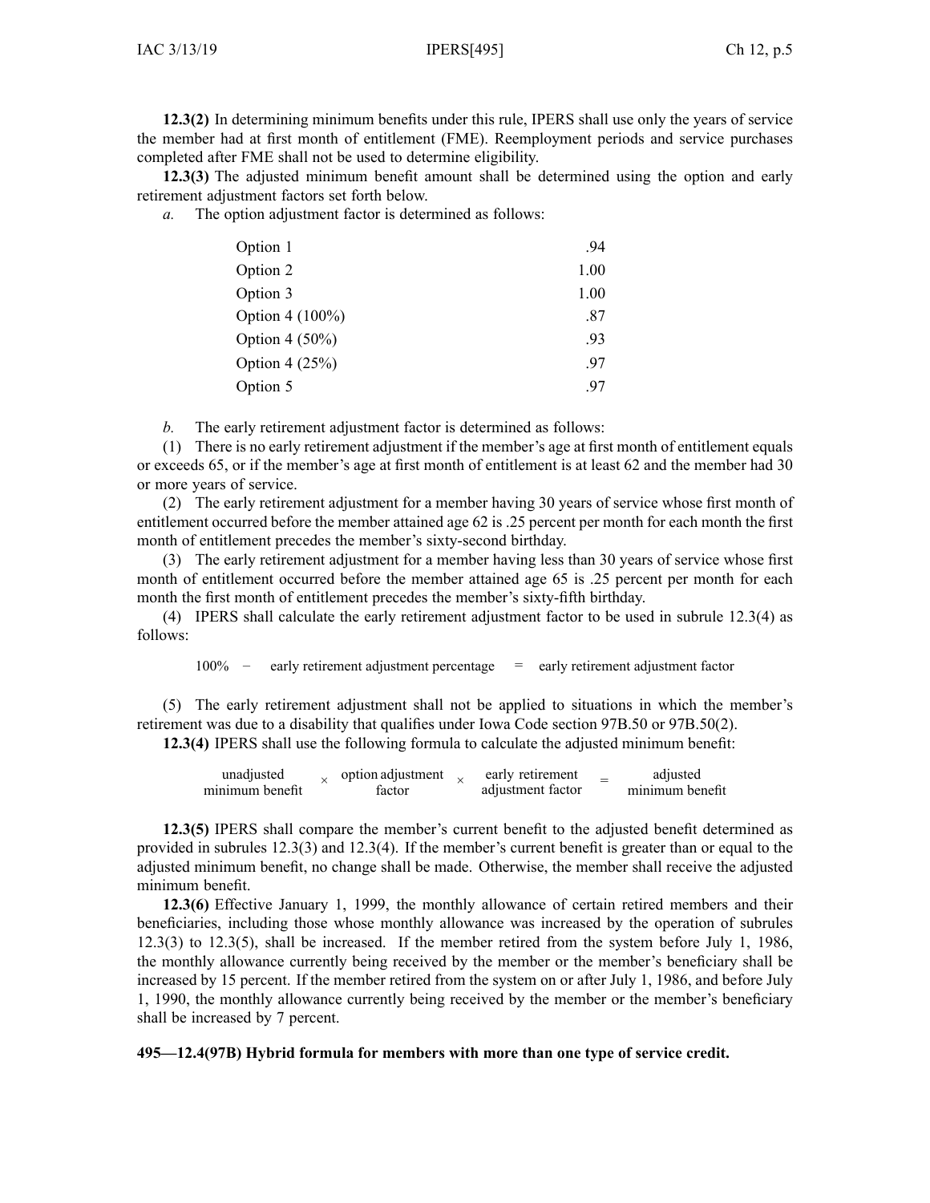**12.3(2)** In determining minimum benefits under this rule, IPERS shall use only the years of service the member had at first month of entitlement (FME). Reemployment periods and service purchases completed after FME shall not be used to determine eligibility.

**12.3(3)** The adjusted minimum benefit amount shall be determined using the option and early retirement adjustment factors set forth below.

*a.* The option adjustment factor is determined as follows:

| | |
|---|---|
| Option 1 | .94 |
| Option 2 | 1.00 |
| Option 3 | 1.00 |
| Option 4 (100%) | .87 |
| Option 4 (50%) | .93 |
| Option 4 (25%) | .97 |
| Option 5 | .97 |

*b.* The early retirement adjustment factor is determined as follows:

(1) There is no early retirement adjustment if the member's age at first month of entitlement equals or exceeds 65, or if the member's age at first month of entitlement is at least 62 and the member had 30 or more years of service.

(2) The early retirement adjustment for a member having 30 years of service whose first month of entitlement occurred before the member attained age 62 is .25 percent per month for each month the first month of entitlement precedes the member's sixty-second birthday.

(3) The early retirement adjustment for a member having less than 30 years of service whose first month of entitlement occurred before the member attained age 65 is .25 percent per month for each month the first month of entitlement precedes the member's sixty-fifth birthday.

(4) IPERS shall calculate the early retirement adjustment factor to be used in subrule 12.3(4) as follows:

$$100\% \; - \; \text{early retirement adjustment percentage} \; = \; \text{early retirement adjustment factor}$$

(5) The early retirement adjustment shall not be applied to situations in which the member's retirement was due to a disability that qualifies under Iowa Code section 97B.50 or 97B.50(2).

**12.3(4)** IPERS shall use the following formula to calculate the adjusted minimum benefit:

$$\text{unadjusted minimum benefit} \times \text{option adjustment factor} \times \text{early retirement adjustment factor} = \text{adjusted minimum benefit}$$

**12.3(5)** IPERS shall compare the member's current benefit to the adjusted benefit determined as provided in subrules 12.3(3) and 12.3(4). If the member's current benefit is greater than or equal to the adjusted minimum benefit, no change shall be made. Otherwise, the member shall receive the adjusted minimum benefit.

**12.3(6)** Effective January 1, 1999, the monthly allowance of certain retired members and their beneficiaries, including those whose monthly allowance was increased by the operation of subrules 12.3(3) to 12.3(5), shall be increased. If the member retired from the system before July 1, 1986, the monthly allowance currently being received by the member or the member's beneficiary shall be increased by 15 percent. If the member retired from the system on or after July 1, 1986, and before July 1, 1990, the monthly allowance currently being received by the member or the member's beneficiary shall be increased by 7 percent.

**495—12.4(97B) Hybrid formula for members with more than one type of service credit.**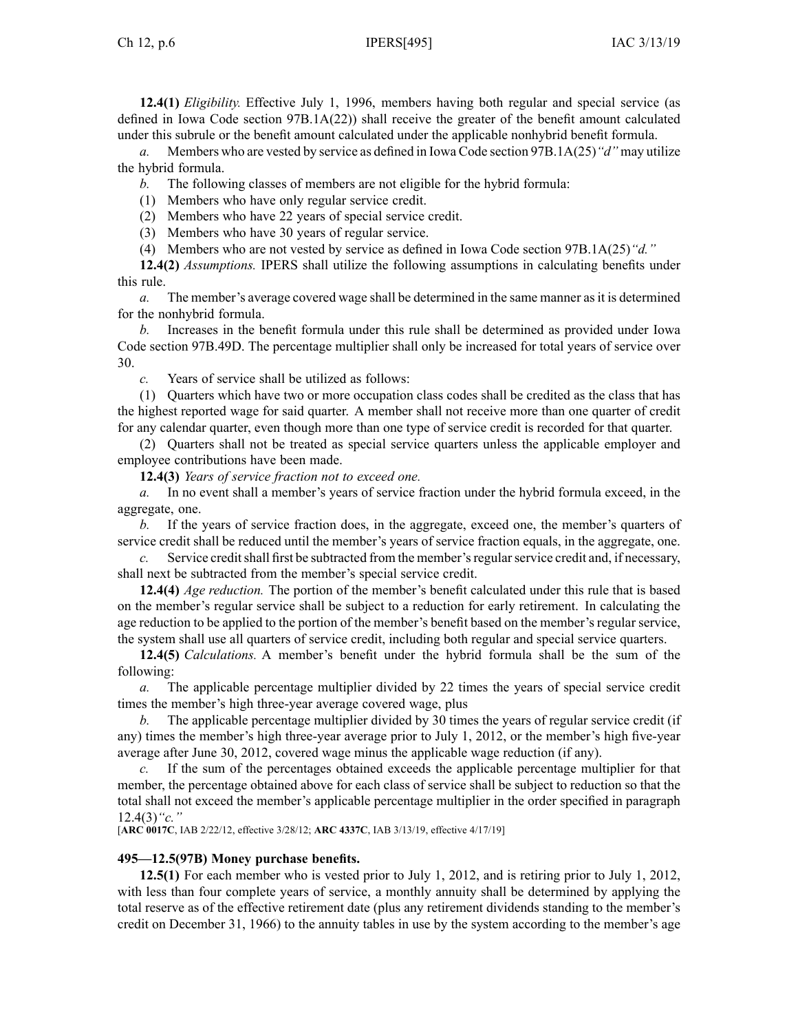**12.4(1)** *Eligibility.* Effective July 1, 1996, members having both regular and special service (as defined in Iowa Code section 97B.1A(22)) shall receive the greater of the benefit amount calculated under this subrule or the benefit amount calculated under the applicable nonhybrid benefit formula.

*a.* Members who are vested by service as defined in Iowa Code section 97B.1A(25)*"d"* may utilize the hybrid formula.

*b.* The following classes of members are not eligible for the hybrid formula:

(1) Members who have only regular service credit.

(2) Members who have 22 years of special service credit.

(3) Members who have 30 years of regular service.

(4) Members who are not vested by service as defined in Iowa Code section 97B.1A(25)*"d."*

**12.4(2)** *Assumptions.* IPERS shall utilize the following assumptions in calculating benefits under this rule.

*a.* The member's average covered wage shall be determined in the same manner as it is determined for the nonhybrid formula.

*b.* Increases in the benefit formula under this rule shall be determined as provided under Iowa Code section 97B.49D. The percentage multiplier shall only be increased for total years of service over 30.

*c.* Years of service shall be utilized as follows:

(1) Quarters which have two or more occupation class codes shall be credited as the class that has the highest reported wage for said quarter. A member shall not receive more than one quarter of credit for any calendar quarter, even though more than one type of service credit is recorded for that quarter.

(2) Quarters shall not be treated as special service quarters unless the applicable employer and employee contributions have been made.

**12.4(3)** *Years of service fraction not to exceed one.*

*a.* In no event shall a member's years of service fraction under the hybrid formula exceed, in the aggregate, one.

*b.* If the years of service fraction does, in the aggregate, exceed one, the member's quarters of service credit shall be reduced until the member's years of service fraction equals, in the aggregate, one.

*c.* Service credit shall first be subtracted from the member's regular service credit and, if necessary, shall next be subtracted from the member's special service credit.

**12.4(4)** *Age reduction.* The portion of the member's benefit calculated under this rule that is based on the member's regular service shall be subject to a reduction for early retirement. In calculating the age reduction to be applied to the portion of the member's benefit based on the member's regular service, the system shall use all quarters of service credit, including both regular and special service quarters.

**12.4(5)** *Calculations.* A member's benefit under the hybrid formula shall be the sum of the following:

*a.* The applicable percentage multiplier divided by 22 times the years of special service credit times the member's high three-year average covered wage, plus

*b.* The applicable percentage multiplier divided by 30 times the years of regular service credit (if any) times the member's high three-year average prior to July 1, 2012, or the member's high five-year average after June 30, 2012, covered wage minus the applicable wage reduction (if any).

*c.* If the sum of the percentages obtained exceeds the applicable percentage multiplier for that member, the percentage obtained above for each class of service shall be subject to reduction so that the total shall not exceed the member's applicable percentage multiplier in the order specified in paragraph 12.4(3)*"c."*

[**ARC 0017C**, IAB 2/22/12, effective 3/28/12; **ARC 4337C**, IAB 3/13/19, effective 4/17/19]

**495—12.5(97B) Money purchase benefits.**

**12.5(1)** For each member who is vested prior to July 1, 2012, and is retiring prior to July 1, 2012, with less than four complete years of service, a monthly annuity shall be determined by applying the total reserve as of the effective retirement date (plus any retirement dividends standing to the member's credit on December 31, 1966) to the annuity tables in use by the system according to the member's age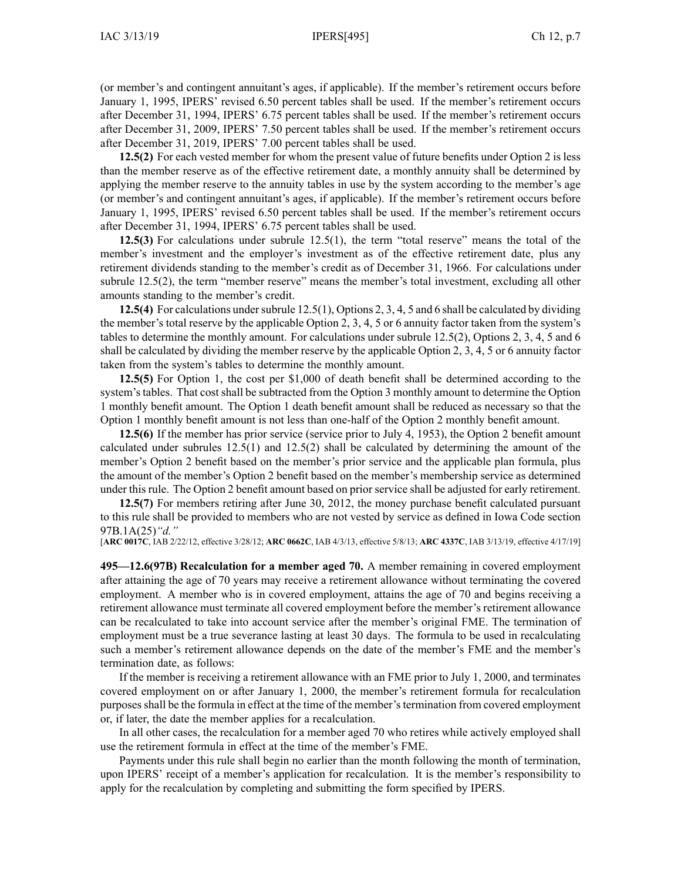(or member's and contingent annuitant's ages, if applicable). If the member's retirement occurs before January 1, 1995, IPERS' revised 6.50 percent tables shall be used. If the member's retirement occurs after December 31, 1994, IPERS' 6.75 percent tables shall be used. If the member's retirement occurs after December 31, 2009, IPERS' 7.50 percent tables shall be used. If the member's retirement occurs after December 31, 2019, IPERS' 7.00 percent tables shall be used.

**12.5(2)** For each vested member for whom the present value of future benefits under Option 2 is less than the member reserve as of the effective retirement date, a monthly annuity shall be determined by applying the member reserve to the annuity tables in use by the system according to the member's age (or member's and contingent annuitant's ages, if applicable). If the member's retirement occurs before January 1, 1995, IPERS' revised 6.50 percent tables shall be used. If the member's retirement occurs after December 31, 1994, IPERS' 6.75 percent tables shall be used.

**12.5(3)** For calculations under subrule 12.5(1), the term "total reserve" means the total of the member's investment and the employer's investment as of the effective retirement date, plus any retirement dividends standing to the member's credit as of December 31, 1966. For calculations under subrule 12.5(2), the term "member reserve" means the member's total investment, excluding all other amounts standing to the member's credit.

**12.5(4)** For calculations under subrule 12.5(1), Options 2, 3, 4, 5 and 6 shall be calculated by dividing the member's total reserve by the applicable Option 2, 3, 4, 5 or 6 annuity factor taken from the system's tables to determine the monthly amount. For calculations under subrule 12.5(2), Options 2, 3, 4, 5 and 6 shall be calculated by dividing the member reserve by the applicable Option 2, 3, 4, 5 or 6 annuity factor taken from the system's tables to determine the monthly amount.

**12.5(5)** For Option 1, the cost per $1,000 of death benefit shall be determined according to the system's tables. That cost shall be subtracted from the Option 3 monthly amount to determine the Option 1 monthly benefit amount. The Option 1 death benefit amount shall be reduced as necessary so that the Option 1 monthly benefit amount is not less than one-half of the Option 2 monthly benefit amount.

**12.5(6)** If the member has prior service (service prior to July 4, 1953), the Option 2 benefit amount calculated under subrules 12.5(1) and 12.5(2) shall be calculated by determining the amount of the member's Option 2 benefit based on the member's prior service and the applicable plan formula, plus the amount of the member's Option 2 benefit based on the member's membership service as determined under this rule. The Option 2 benefit amount based on prior service shall be adjusted for early retirement.

**12.5(7)** For members retiring after June 30, 2012, the money purchase benefit calculated pursuant to this rule shall be provided to members who are not vested by service as defined in Iowa Code section 97B.1A(25)*"d."*

[**ARC 0017C**, IAB 2/22/12, effective 3/28/12; **ARC 0662C**, IAB 4/3/13, effective 5/8/13; **ARC 4337C**, IAB 3/13/19, effective 4/17/19]

**495—12.6(97B) Recalculation for a member aged 70.** A member remaining in covered employment after attaining the age of 70 years may receive a retirement allowance without terminating the covered employment. A member who is in covered employment, attains the age of 70 and begins receiving a retirement allowance must terminate all covered employment before the member's retirement allowance can be recalculated to take into account service after the member's original FME. The termination of employment must be a true severance lasting at least 30 days. The formula to be used in recalculating such a member's retirement allowance depends on the date of the member's FME and the member's termination date, as follows:

If the member is receiving a retirement allowance with an FME prior to July 1, 2000, and terminates covered employment on or after January 1, 2000, the member's retirement formula for recalculation purposes shall be the formula in effect at the time of the member's termination from covered employment or, if later, the date the member applies for a recalculation.

In all other cases, the recalculation for a member aged 70 who retires while actively employed shall use the retirement formula in effect at the time of the member's FME.

Payments under this rule shall begin no earlier than the month following the month of termination, upon IPERS' receipt of a member's application for recalculation. It is the member's responsibility to apply for the recalculation by completing and submitting the form specified by IPERS.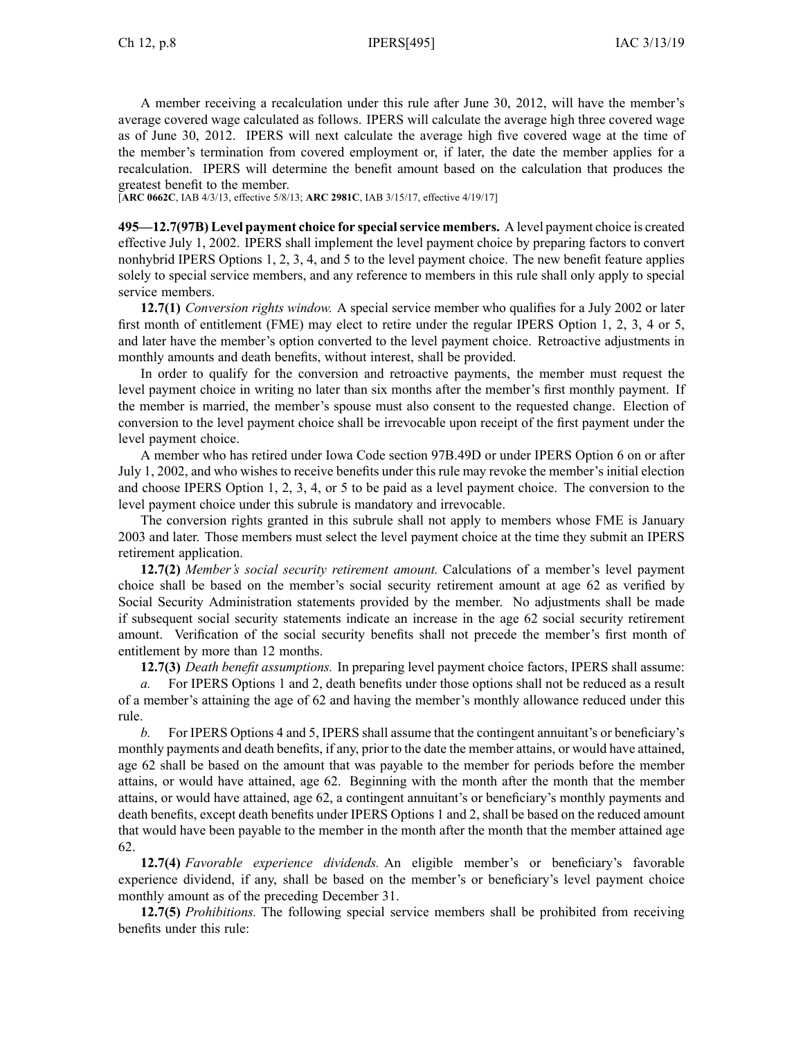A member receiving a recalculation under this rule after June 30, 2012, will have the member's average covered wage calculated as follows. IPERS will calculate the average high three covered wage as of June 30, 2012. IPERS will next calculate the average high five covered wage at the time of the member's termination from covered employment or, if later, the date the member applies for a recalculation. IPERS will determine the benefit amount based on the calculation that produces the greatest benefit to the member.

[**ARC 0662C**, IAB 4/3/13, effective 5/8/13; **ARC 2981C**, IAB 3/15/17, effective 4/19/17]

**495—12.7(97B) Level payment choice for special service members.** A level payment choice is created effective July 1, 2002. IPERS shall implement the level payment choice by preparing factors to convert nonhybrid IPERS Options 1, 2, 3, 4, and 5 to the level payment choice. The new benefit feature applies solely to special service members, and any reference to members in this rule shall only apply to special service members.

**12.7(1)** *Conversion rights window.* A special service member who qualifies for a July 2002 or later first month of entitlement (FME) may elect to retire under the regular IPERS Option 1, 2, 3, 4 or 5, and later have the member's option converted to the level payment choice. Retroactive adjustments in monthly amounts and death benefits, without interest, shall be provided.

In order to qualify for the conversion and retroactive payments, the member must request the level payment choice in writing no later than six months after the member's first monthly payment. If the member is married, the member's spouse must also consent to the requested change. Election of conversion to the level payment choice shall be irrevocable upon receipt of the first payment under the level payment choice.

A member who has retired under Iowa Code section 97B.49D or under IPERS Option 6 on or after July 1, 2002, and who wishes to receive benefits under this rule may revoke the member's initial election and choose IPERS Option 1, 2, 3, 4, or 5 to be paid as a level payment choice. The conversion to the level payment choice under this subrule is mandatory and irrevocable.

The conversion rights granted in this subrule shall not apply to members whose FME is January 2003 and later. Those members must select the level payment choice at the time they submit an IPERS retirement application.

**12.7(2)** *Member's social security retirement amount.* Calculations of a member's level payment choice shall be based on the member's social security retirement amount at age 62 as verified by Social Security Administration statements provided by the member. No adjustments shall be made if subsequent social security statements indicate an increase in the age 62 social security retirement amount. Verification of the social security benefits shall not precede the member's first month of entitlement by more than 12 months.

**12.7(3)** *Death benefit assumptions.* In preparing level payment choice factors, IPERS shall assume:

*a.* For IPERS Options 1 and 2, death benefits under those options shall not be reduced as a result of a member's attaining the age of 62 and having the member's monthly allowance reduced under this rule.

*b.* For IPERS Options 4 and 5, IPERS shall assume that the contingent annuitant's or beneficiary's monthly payments and death benefits, if any, prior to the date the member attains, or would have attained, age 62 shall be based on the amount that was payable to the member for periods before the member attains, or would have attained, age 62. Beginning with the month after the month that the member attains, or would have attained, age 62, a contingent annuitant's or beneficiary's monthly payments and death benefits, except death benefits under IPERS Options 1 and 2, shall be based on the reduced amount that would have been payable to the member in the month after the month that the member attained age 62.

**12.7(4)** *Favorable experience dividends.* An eligible member's or beneficiary's favorable experience dividend, if any, shall be based on the member's or beneficiary's level payment choice monthly amount as of the preceding December 31.

**12.7(5)** *Prohibitions.* The following special service members shall be prohibited from receiving benefits under this rule: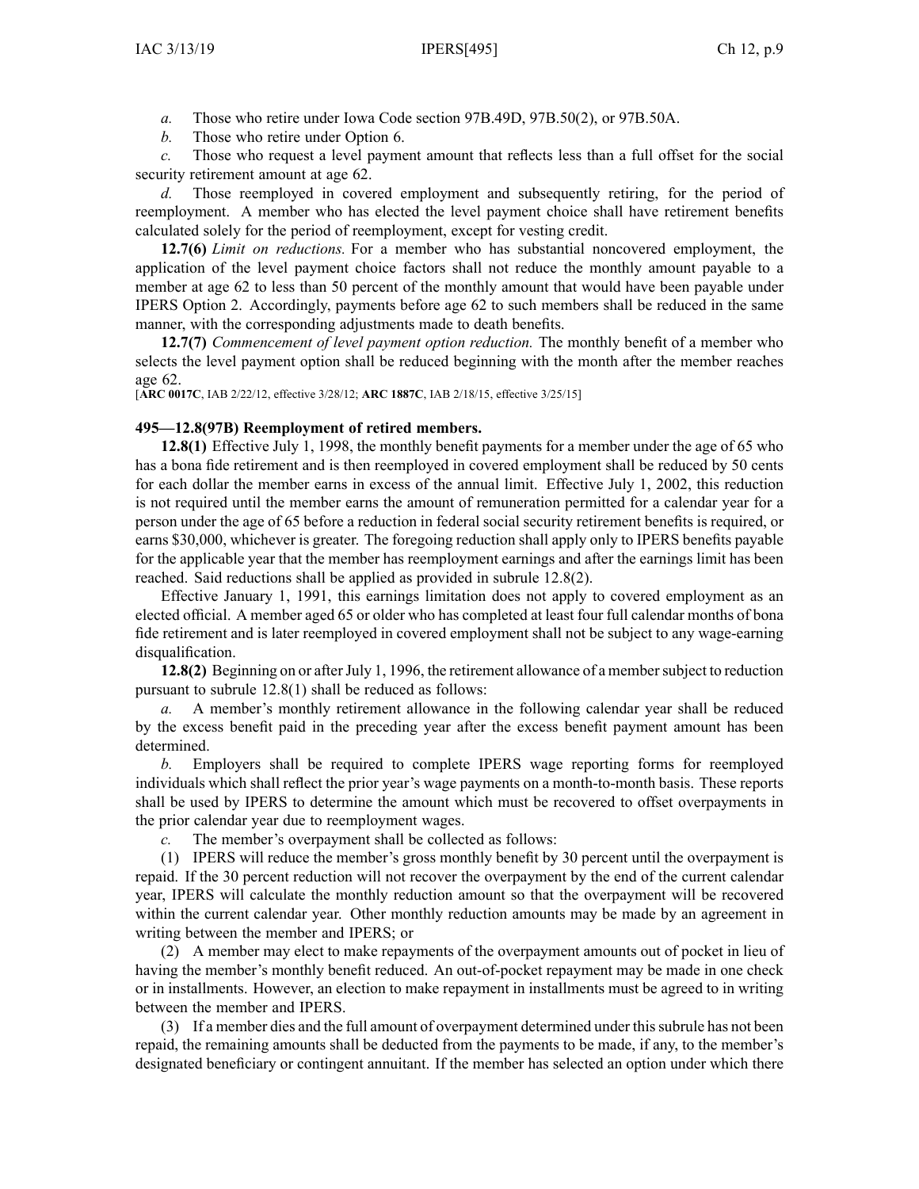*a.* Those who retire under Iowa Code section 97B.49D, 97B.50(2), or 97B.50A.

*b.* Those who retire under Option 6.

*c.* Those who request a level payment amount that reflects less than a full offset for the social security retirement amount at age 62.

*d.* Those reemployed in covered employment and subsequently retiring, for the period of reemployment. A member who has elected the level payment choice shall have retirement benefits calculated solely for the period of reemployment, except for vesting credit.

**12.7(6)** *Limit on reductions.* For a member who has substantial noncovered employment, the application of the level payment choice factors shall not reduce the monthly amount payable to a member at age 62 to less than 50 percent of the monthly amount that would have been payable under IPERS Option 2. Accordingly, payments before age 62 to such members shall be reduced in the same manner, with the corresponding adjustments made to death benefits.

**12.7(7)** *Commencement of level payment option reduction.* The monthly benefit of a member who selects the level payment option shall be reduced beginning with the month after the member reaches age 62.

[**ARC 0017C**, IAB 2/22/12, effective 3/28/12; **ARC 1887C**, IAB 2/18/15, effective 3/25/15]

**495—12.8(97B) Reemployment of retired members.**

**12.8(1)** Effective July 1, 1998, the monthly benefit payments for a member under the age of 65 who has a bona fide retirement and is then reemployed in covered employment shall be reduced by 50 cents for each dollar the member earns in excess of the annual limit. Effective July 1, 2002, this reduction is not required until the member earns the amount of remuneration permitted for a calendar year for a person under the age of 65 before a reduction in federal social security retirement benefits is required, or earns $30,000, whichever is greater. The foregoing reduction shall apply only to IPERS benefits payable for the applicable year that the member has reemployment earnings and after the earnings limit has been reached. Said reductions shall be applied as provided in subrule 12.8(2).

Effective January 1, 1991, this earnings limitation does not apply to covered employment as an elected official. A member aged 65 or older who has completed at least four full calendar months of bona fide retirement and is later reemployed in covered employment shall not be subject to any wage-earning disqualification.

**12.8(2)** Beginning on or after July 1, 1996, the retirement allowance of a member subject to reduction pursuant to subrule 12.8(1) shall be reduced as follows:

*a.* A member's monthly retirement allowance in the following calendar year shall be reduced by the excess benefit paid in the preceding year after the excess benefit payment amount has been determined.

*b.* Employers shall be required to complete IPERS wage reporting forms for reemployed individuals which shall reflect the prior year's wage payments on a month-to-month basis. These reports shall be used by IPERS to determine the amount which must be recovered to offset overpayments in the prior calendar year due to reemployment wages.

*c.* The member's overpayment shall be collected as follows:

(1) IPERS will reduce the member's gross monthly benefit by 30 percent until the overpayment is repaid. If the 30 percent reduction will not recover the overpayment by the end of the current calendar year, IPERS will calculate the monthly reduction amount so that the overpayment will be recovered within the current calendar year. Other monthly reduction amounts may be made by an agreement in writing between the member and IPERS; or

(2) A member may elect to make repayments of the overpayment amounts out of pocket in lieu of having the member's monthly benefit reduced. An out-of-pocket repayment may be made in one check or in installments. However, an election to make repayment in installments must be agreed to in writing between the member and IPERS.

(3) If a member dies and the full amount of overpayment determined under this subrule has not been repaid, the remaining amounts shall be deducted from the payments to be made, if any, to the member's designated beneficiary or contingent annuitant. If the member has selected an option under which there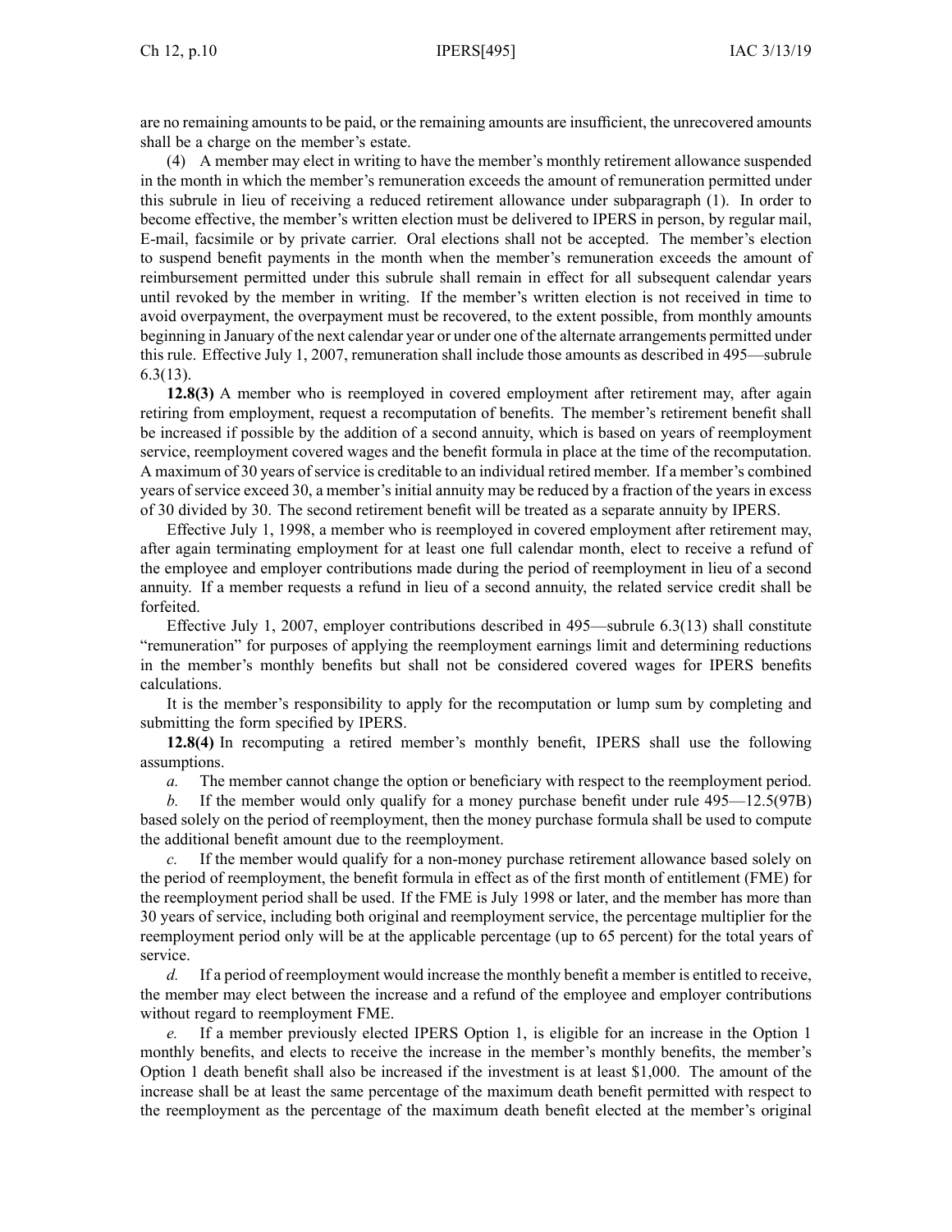are no remaining amounts to be paid, or the remaining amounts are insufficient, the unrecovered amounts shall be a charge on the member's estate.

(4) A member may elect in writing to have the member's monthly retirement allowance suspended in the month in which the member's remuneration exceeds the amount of remuneration permitted under this subrule in lieu of receiving a reduced retirement allowance under subparagraph (1). In order to become effective, the member's written election must be delivered to IPERS in person, by regular mail, E-mail, facsimile or by private carrier. Oral elections shall not be accepted. The member's election to suspend benefit payments in the month when the member's remuneration exceeds the amount of reimbursement permitted under this subrule shall remain in effect for all subsequent calendar years until revoked by the member in writing. If the member's written election is not received in time to avoid overpayment, the overpayment must be recovered, to the extent possible, from monthly amounts beginning in January of the next calendar year or under one of the alternate arrangements permitted under this rule. Effective July 1, 2007, remuneration shall include those amounts as described in 495—subrule 6.3(13).

**12.8(3)** A member who is reemployed in covered employment after retirement may, after again retiring from employment, request a recomputation of benefits. The member's retirement benefit shall be increased if possible by the addition of a second annuity, which is based on years of reemployment service, reemployment covered wages and the benefit formula in place at the time of the recomputation. A maximum of 30 years of service is creditable to an individual retired member. If a member's combined years of service exceed 30, a member's initial annuity may be reduced by a fraction of the years in excess of 30 divided by 30. The second retirement benefit will be treated as a separate annuity by IPERS.

Effective July 1, 1998, a member who is reemployed in covered employment after retirement may, after again terminating employment for at least one full calendar month, elect to receive a refund of the employee and employer contributions made during the period of reemployment in lieu of a second annuity. If a member requests a refund in lieu of a second annuity, the related service credit shall be forfeited.

Effective July 1, 2007, employer contributions described in 495—subrule 6.3(13) shall constitute "remuneration" for purposes of applying the reemployment earnings limit and determining reductions in the member's monthly benefits but shall not be considered covered wages for IPERS benefits calculations.

It is the member's responsibility to apply for the recomputation or lump sum by completing and submitting the form specified by IPERS.

**12.8(4)** In recomputing a retired member's monthly benefit, IPERS shall use the following assumptions.

*a.* The member cannot change the option or beneficiary with respect to the reemployment period.

*b.* If the member would only qualify for a money purchase benefit under rule 495—12.5(97B) based solely on the period of reemployment, then the money purchase formula shall be used to compute the additional benefit amount due to the reemployment.

*c.* If the member would qualify for a non-money purchase retirement allowance based solely on the period of reemployment, the benefit formula in effect as of the first month of entitlement (FME) for the reemployment period shall be used. If the FME is July 1998 or later, and the member has more than 30 years of service, including both original and reemployment service, the percentage multiplier for the reemployment period only will be at the applicable percentage (up to 65 percent) for the total years of service.

*d.* If a period of reemployment would increase the monthly benefit a member is entitled to receive, the member may elect between the increase and a refund of the employee and employer contributions without regard to reemployment FME.

*e.* If a member previously elected IPERS Option 1, is eligible for an increase in the Option 1 monthly benefits, and elects to receive the increase in the member's monthly benefits, the member's Option 1 death benefit shall also be increased if the investment is at least $1,000. The amount of the increase shall be at least the same percentage of the maximum death benefit permitted with respect to the reemployment as the percentage of the maximum death benefit elected at the member's original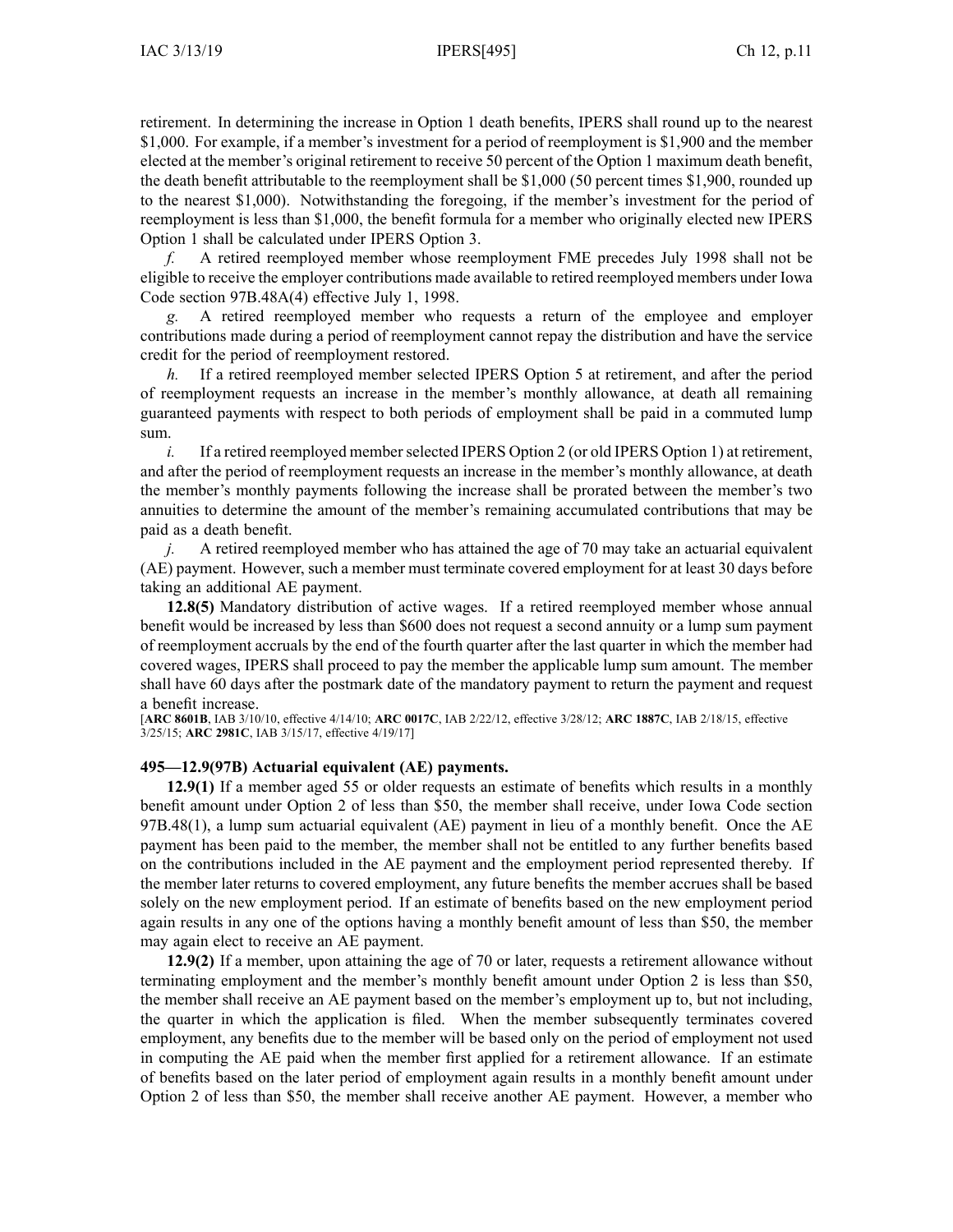retirement. In determining the increase in Option 1 death benefits, IPERS shall round up to the nearest $1,000. For example, if a member's investment for a period of reemployment is $1,900 and the member elected at the member's original retirement to receive 50 percent of the Option 1 maximum death benefit, the death benefit attributable to the reemployment shall be $1,000 (50 percent times $1,900, rounded up to the nearest $1,000). Notwithstanding the foregoing, if the member's investment for the period of reemployment is less than $1,000, the benefit formula for a member who originally elected new IPERS Option 1 shall be calculated under IPERS Option 3.

*f.* A retired reemployed member whose reemployment FME precedes July 1998 shall not be eligible to receive the employer contributions made available to retired reemployed members under Iowa Code section 97B.48A(4) effective July 1, 1998.

*g.* A retired reemployed member who requests a return of the employee and employer contributions made during a period of reemployment cannot repay the distribution and have the service credit for the period of reemployment restored.

*h.* If a retired reemployed member selected IPERS Option 5 at retirement, and after the period of reemployment requests an increase in the member's monthly allowance, at death all remaining guaranteed payments with respect to both periods of employment shall be paid in a commuted lump sum.

*i.* If a retired reemployed member selected IPERS Option 2 (or old IPERS Option 1) at retirement, and after the period of reemployment requests an increase in the member's monthly allowance, at death the member's monthly payments following the increase shall be prorated between the member's two annuities to determine the amount of the member's remaining accumulated contributions that may be paid as a death benefit.

*j.* A retired reemployed member who has attained the age of 70 may take an actuarial equivalent (AE) payment. However, such a member must terminate covered employment for at least 30 days before taking an additional AE payment.

**12.8(5)** Mandatory distribution of active wages. If a retired reemployed member whose annual benefit would be increased by less than $600 does not request a second annuity or a lump sum payment of reemployment accruals by the end of the fourth quarter after the last quarter in which the member had covered wages, IPERS shall proceed to pay the member the applicable lump sum amount. The member shall have 60 days after the postmark date of the mandatory payment to return the payment and request a benefit increase.

[**ARC 8601B**, IAB 3/10/10, effective 4/14/10; **ARC 0017C**, IAB 2/22/12, effective 3/28/12; **ARC 1887C**, IAB 2/18/15, effective 3/25/15; **ARC 2981C**, IAB 3/15/17, effective 4/19/17]

**495—12.9(97B) Actuarial equivalent (AE) payments.**

**12.9(1)** If a member aged 55 or older requests an estimate of benefits which results in a monthly benefit amount under Option 2 of less than $50, the member shall receive, under Iowa Code section 97B.48(1), a lump sum actuarial equivalent (AE) payment in lieu of a monthly benefit. Once the AE payment has been paid to the member, the member shall not be entitled to any further benefits based on the contributions included in the AE payment and the employment period represented thereby. If the member later returns to covered employment, any future benefits the member accrues shall be based solely on the new employment period. If an estimate of benefits based on the new employment period again results in any one of the options having a monthly benefit amount of less than $50, the member may again elect to receive an AE payment.

**12.9(2)** If a member, upon attaining the age of 70 or later, requests a retirement allowance without terminating employment and the member's monthly benefit amount under Option 2 is less than $50, the member shall receive an AE payment based on the member's employment up to, but not including, the quarter in which the application is filed. When the member subsequently terminates covered employment, any benefits due to the member will be based only on the period of employment not used in computing the AE paid when the member first applied for a retirement allowance. If an estimate of benefits based on the later period of employment again results in a monthly benefit amount under Option 2 of less than $50, the member shall receive another AE payment. However, a member who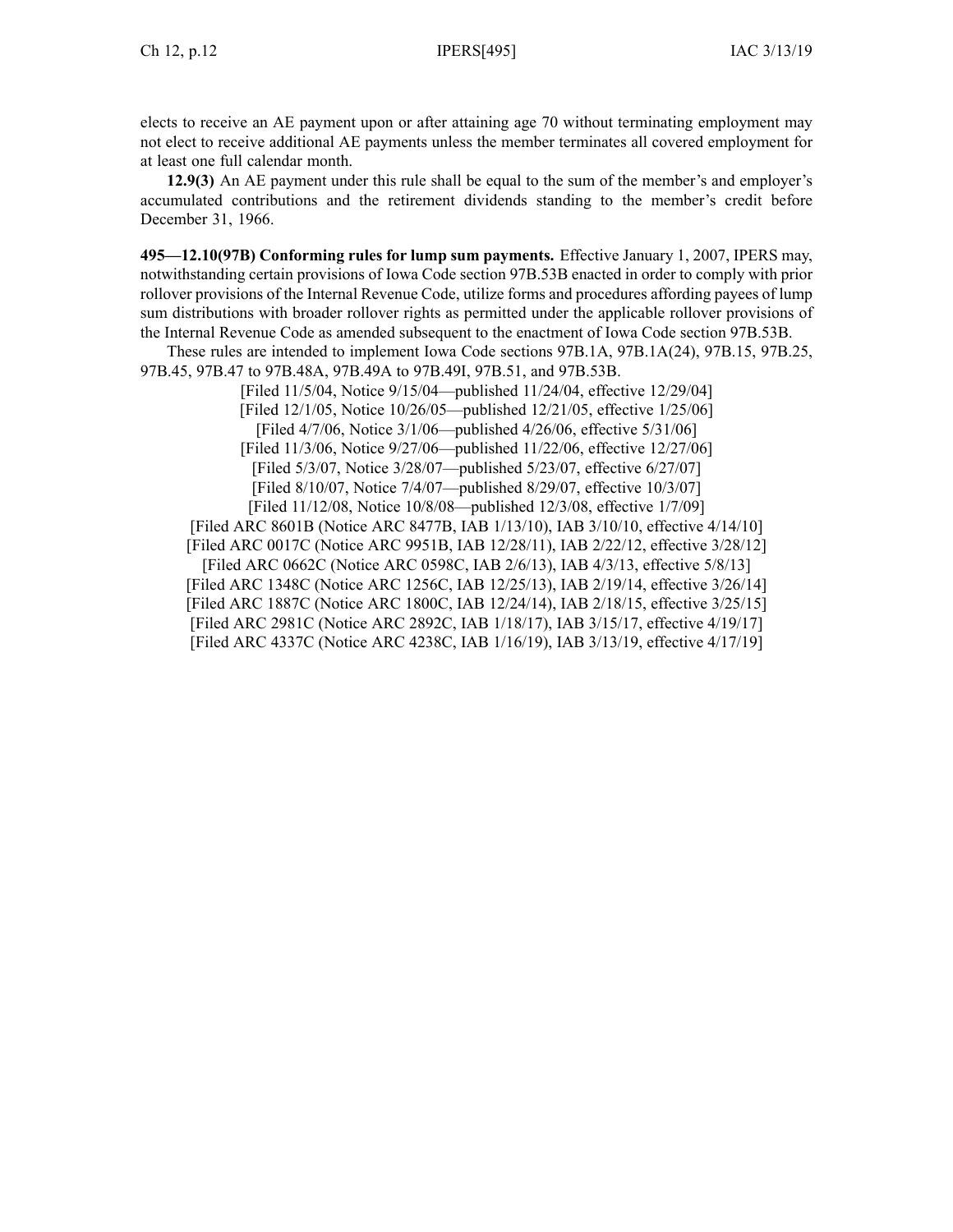elects to receive an AE payment upon or after attaining age 70 without terminating employment may not elect to receive additional AE payments unless the member terminates all covered employment for at least one full calendar month.

**12.9(3)** An AE payment under this rule shall be equal to the sum of the member's and employer's accumulated contributions and the retirement dividends standing to the member's credit before December 31, 1966.

**495—12.10(97B) Conforming rules for lump sum payments.** Effective January 1, 2007, IPERS may, notwithstanding certain provisions of Iowa Code section 97B.53B enacted in order to comply with prior rollover provisions of the Internal Revenue Code, utilize forms and procedures affording payees of lump sum distributions with broader rollover rights as permitted under the applicable rollover provisions of the Internal Revenue Code as amended subsequent to the enactment of Iowa Code section 97B.53B.

These rules are intended to implement Iowa Code sections 97B.1A, 97B.1A(24), 97B.15, 97B.25, 97B.45, 97B.47 to 97B.48A, 97B.49A to 97B.49I, 97B.51, and 97B.53B.

[Filed 11/5/04, Notice 9/15/04—published 11/24/04, effective 12/29/04]
[Filed 12/1/05, Notice 10/26/05—published 12/21/05, effective 1/25/06]
[Filed 4/7/06, Notice 3/1/06—published 4/26/06, effective 5/31/06]
[Filed 11/3/06, Notice 9/27/06—published 11/22/06, effective 12/27/06]
[Filed 5/3/07, Notice 3/28/07—published 5/23/07, effective 6/27/07]
[Filed 8/10/07, Notice 7/4/07—published 8/29/07, effective 10/3/07]
[Filed 11/12/08, Notice 10/8/08—published 12/3/08, effective 1/7/09]
[Filed ARC 8601B (Notice ARC 8477B, IAB 1/13/10), IAB 3/10/10, effective 4/14/10]
[Filed ARC 0017C (Notice ARC 9951B, IAB 12/28/11), IAB 2/22/12, effective 3/28/12]
[Filed ARC 0662C (Notice ARC 0598C, IAB 2/6/13), IAB 4/3/13, effective 5/8/13]
[Filed ARC 1348C (Notice ARC 1256C, IAB 12/25/13), IAB 2/19/14, effective 3/26/14]
[Filed ARC 1887C (Notice ARC 1800C, IAB 12/24/14), IAB 2/18/15, effective 3/25/15]
[Filed ARC 2981C (Notice ARC 2892C, IAB 1/18/17), IAB 3/15/17, effective 4/19/17]
[Filed ARC 4337C (Notice ARC 4238C, IAB 1/16/19), IAB 3/13/19, effective 4/17/19]